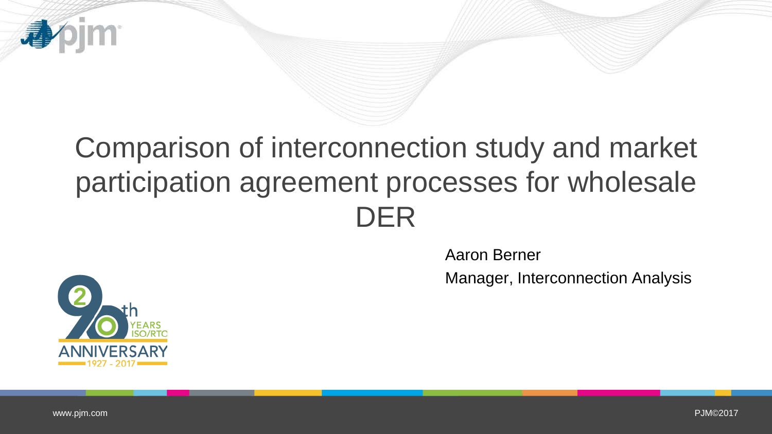# Comparison of interconnection study and market participation agreement processes for wholesale DER

Aaron Berner

Manager, Interconnection Analysis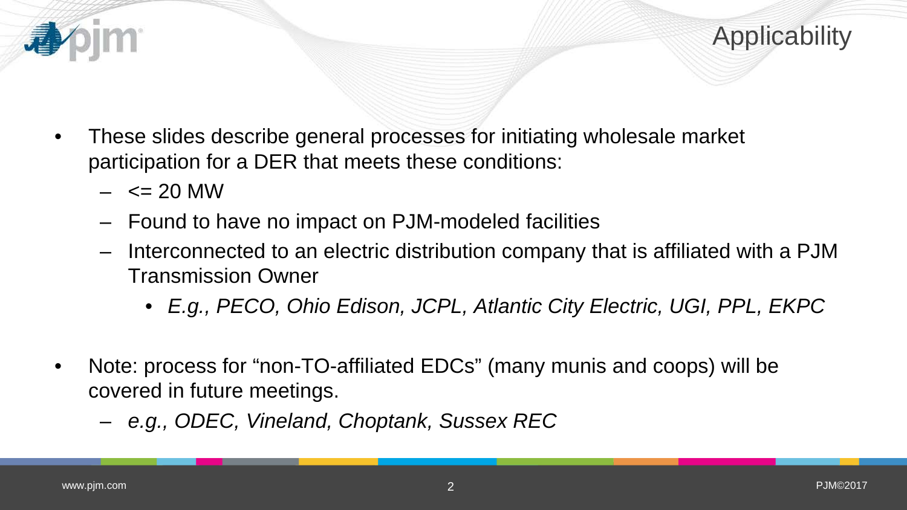# Applicability

- These slides describe general processes for initiating wholesale market participation for a DER that meets these conditions:
  - <= 20 MW
  - Found to have no impact on PJM-modeled facilities
  - Interconnected to an electric distribution company that is affiliated with a PJM Transmission Owner
    - *E.g., PECO, Ohio Edison, JCPL, Atlantic City Electric, UGI, PPL, EKPC*

- Note: process for "non-TO-affiliated EDCs" (many munis and coops) will be covered in future meetings.
  - *e.g., ODEC, Vineland, Choptank, Sussex REC*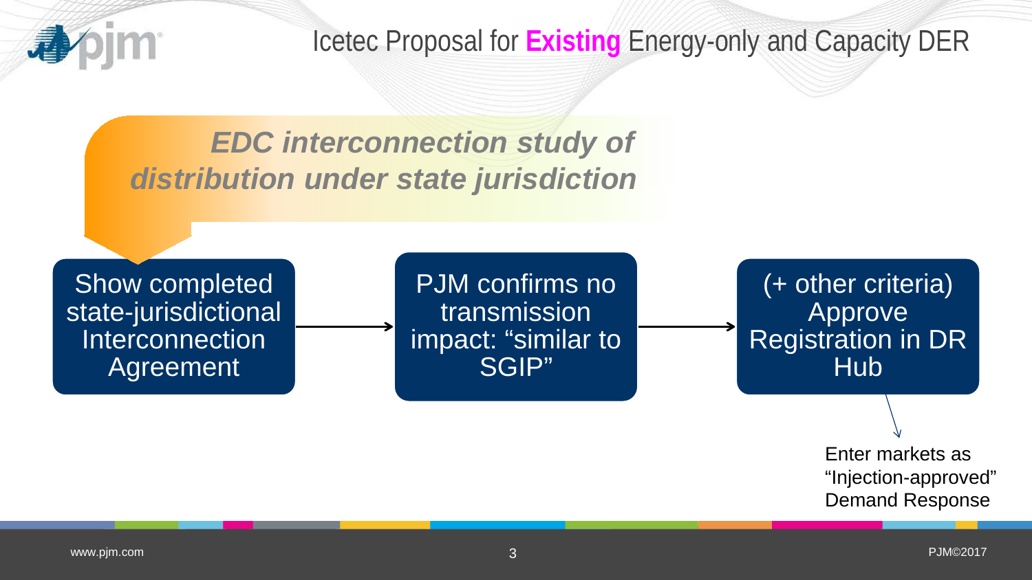# Icetec Proposal for **Existing** Energy-only and Capacity DER

***EDC interconnection study of distribution under state jurisdiction***

Show completed state-jurisdictional Interconnection Agreement → PJM confirms no transmission impact: “similar to SGIP” → (+ other criteria) Approve Registration in DR Hub

Enter markets as “Injection-approved” Demand Response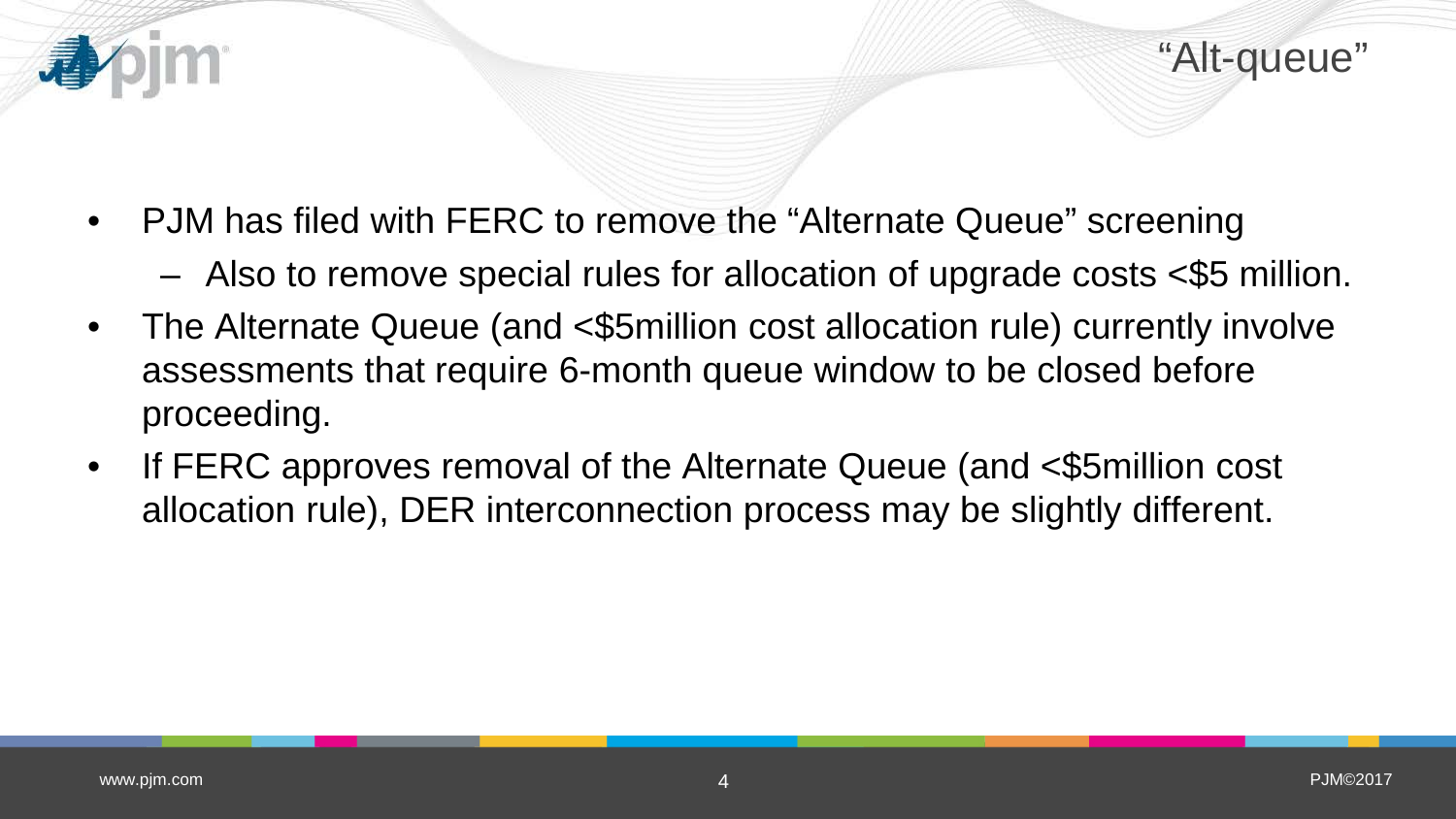# "Alt-queue"

- PJM has filed with FERC to remove the "Alternate Queue" screening
  - Also to remove special rules for allocation of upgrade costs <$5 million.
- The Alternate Queue (and <$5million cost allocation rule) currently involve assessments that require 6-month queue window to be closed before proceeding.
- If FERC approves removal of the Alternate Queue (and <$5million cost allocation rule), DER interconnection process may be slightly different.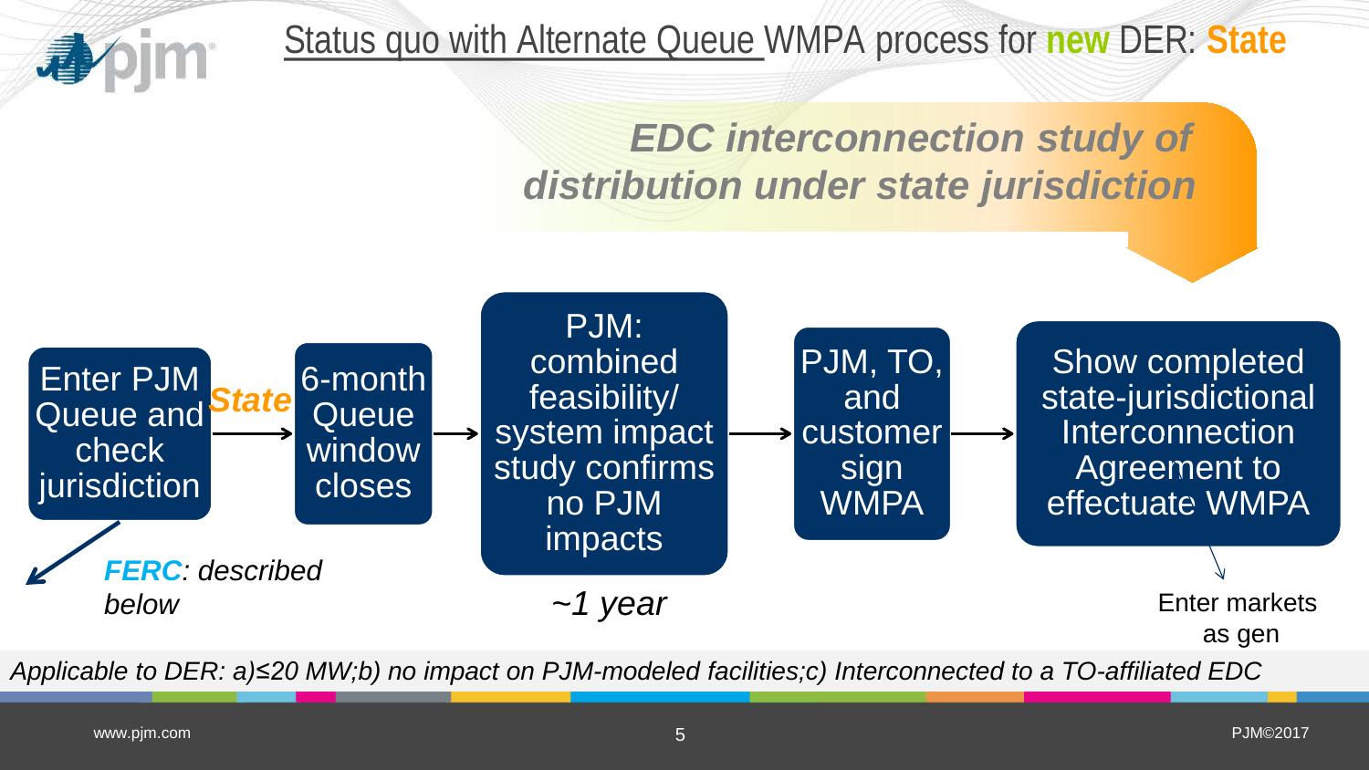# Status quo with Alternate Queue WMPA process for **new** DER: **State**

***EDC interconnection study of distribution under state jurisdiction***

Enter PJM Queue and check jurisdiction → ***State*** → 6-month Queue window closes → PJM: combined feasibility/ system impact study confirms no PJM impacts → PJM, TO, and customer sign WMPA → Show completed state-jurisdictional Interconnection Agreement to effectuate WMPA

***FERC**: described below*

*~1 year*

Enter markets as gen

*Applicable to DER: a)≤20 MW;b) no impact on PJM-modeled facilities;c) Interconnected to a TO-affiliated EDC*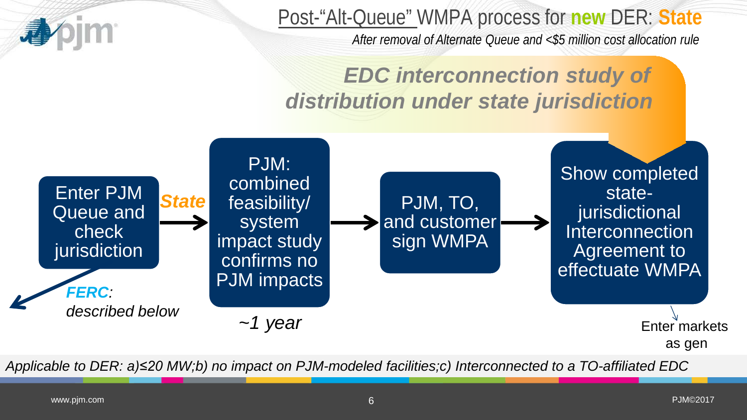# Post-“Alt-Queue” WMPA process for **new** DER: **State**

*After removal of Alternate Queue and <$5 million cost allocation rule*

***EDC interconnection study of distribution under state jurisdiction***

Enter PJM Queue and check jurisdiction → ***State*** → PJM: combined feasibility/ system impact study confirms no PJM impacts → PJM, TO, and customer sign WMPA → Show completed state-jurisdictional Interconnection Agreement to effectuate WMPA

***FERC****: described below*

*~1 year*

Enter markets as gen

*Applicable to DER: a)≤20 MW;b) no impact on PJM-modeled facilities;c) Interconnected to a TO-affiliated EDC*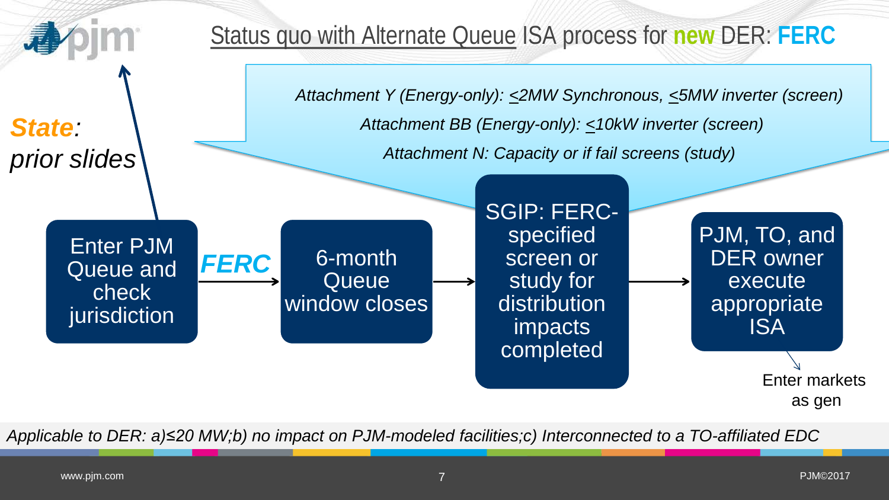# Status quo with Alternate Queue ISA process for **new** DER: **FERC**

*Attachment Y (Energy-only): ≤2MW Synchronous, ≤5MW inverter (screen)*

*Attachment BB (Energy-only): ≤10kW inverter (screen)*

*Attachment N: Capacity or if fail screens (study)*

***State***: *prior slides*

Enter PJM Queue and check jurisdiction → ***FERC*** → 6-month Queue window closes → SGIP: FERC-specified screen or study for distribution impacts completed → PJM, TO, and DER owner execute appropriate ISA → Enter markets as gen

*Applicable to DER: a)≤20 MW;b) no impact on PJM-modeled facilities;c) Interconnected to a TO-affiliated EDC*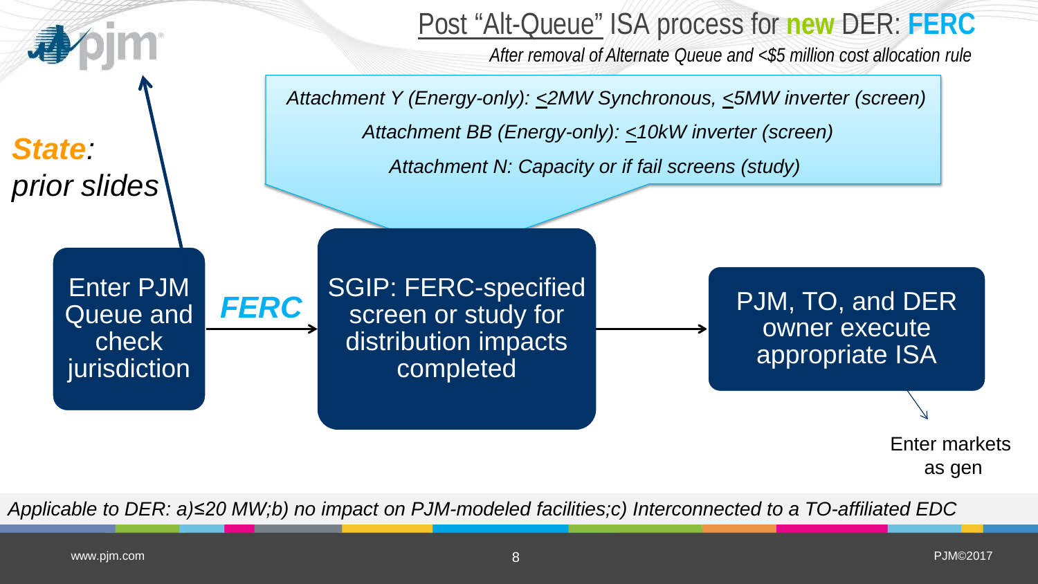# Post "Alt-Queue" ISA process for new DER: FERC

*After removal of Alternate Queue and <$5 million cost allocation rule*

*Attachment Y (Energy-only): ≤2MW Synchronous, ≤5MW inverter (screen)*

*Attachment BB (Energy-only): ≤10kW inverter (screen)*

*Attachment N: Capacity or if fail screens (study)*

***State**: prior slides*

Enter PJM Queue and check jurisdiction → ***FERC*** → SGIP: FERC-specified screen or study for distribution impacts completed → PJM, TO, and DER owner execute appropriate ISA → Enter markets as gen

*Applicable to DER: a)≤20 MW;b) no impact on PJM-modeled facilities;c) Interconnected to a TO-affiliated EDC*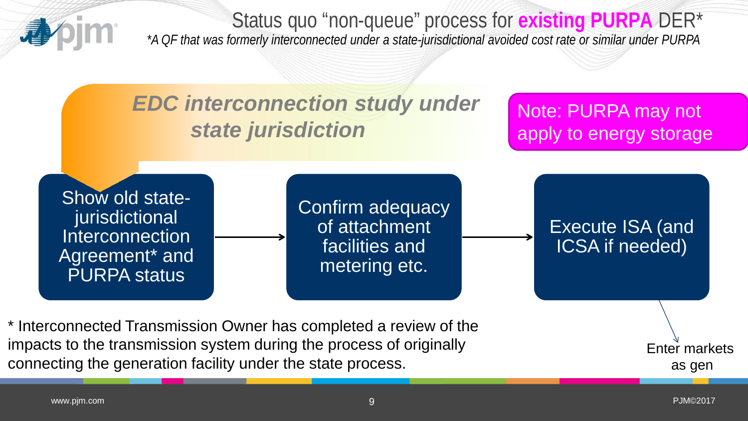# Status quo "non-queue" process for **existing PURPA** DER*

*\*A QF that was formerly interconnected under a state-jurisdictional avoided cost rate or similar under PURPA*

***EDC interconnection study under state jurisdiction***

Note: PURPA may not apply to energy storage

Show old state-jurisdictional Interconnection Agreement* and PURPA status → Confirm adequacy of attachment facilities and metering etc. → Execute ISA (and ICSA if needed) → Enter markets as gen

* Interconnected Transmission Owner has completed a review of the impacts to the transmission system during the process of originally connecting the generation facility under the state process.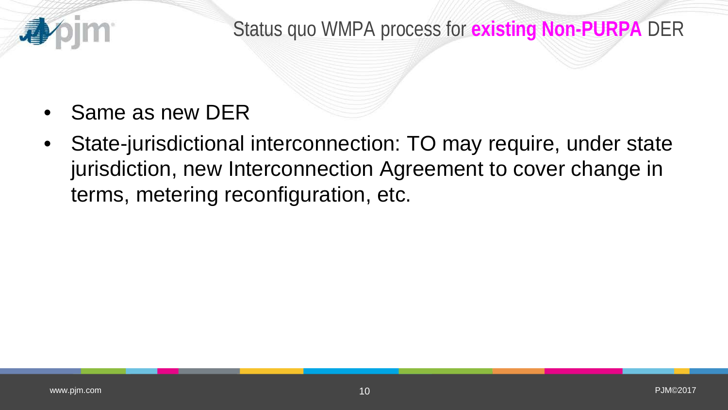# Status quo WMPA process for **existing Non-PURPA** DER

- Same as new DER
- State-jurisdictional interconnection: TO may require, under state jurisdiction, new Interconnection Agreement to cover change in terms, metering reconfiguration, etc.